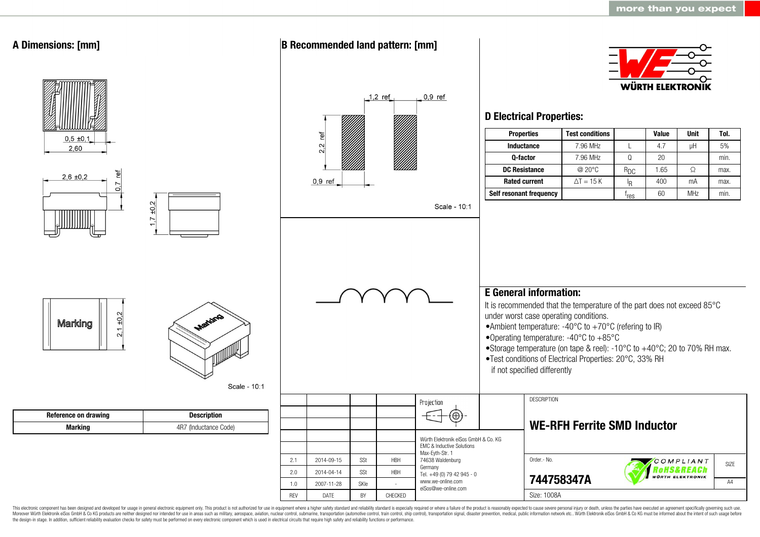## A Dimensions: [mm]

0,5 ±0,1

2,60

2,6 ±0,2

0,7 ref

1,7 ±0,2

Marking

2,1 ±0,2

Scale - 10:1

| Reference on drawing | Description |
|---|---|
| Marking | 4R7 (Inductance Code) |

## B Recommended land pattern: [mm]

1,2 ref

0,9 ref

2,2 ref

0,9 ref

Scale - 10:1

## D Electrical Properties:

| Properties | Test conditions | | Value | Unit | Tol. |
|---|---|---|---|---|---|
| Inductance | 7.96 MHz | L | 4.7 | µH | 5% |
| Q-factor | 7.96 MHz | Q | 20 | | min. |
| DC Resistance | @ 20°C | $R_{DC}$ | 1.65 | Ω | max. |
| Rated current | ΔT = 15 K | $I_R$ | 400 | mA | max. |
| Self resonant frequency | | $f_{res}$ | 60 | MHz | min. |

## E General information:

It is recommended that the temperature of the part does not exceed 85°C under worst case operating conditions.

- Ambient temperature: -40°C to +70°C (refering to IR)
- Operating temperature: -40°C to +85°C
- Storage temperature (on tape & reel): -10°C to +40°C; 20 to 70% RH max.
- Test conditions of Electrical Properties: 20°C, 33% RH if not specified differently

| REV | DATE | BY | CHECKED |
|---|---|---|---|
| 2.1 | 2014-09-15 | SSt | HBH |
| 2.0 | 2014-04-14 | SSt | HBH |
| 1.0 | 2007-11-28 | SKle | - |

Projection

Würth Elektronik eiSos GmbH & Co. KG
EMC & Inductive Solutions
Max-Eyth-Str. 1
74638 Waldenburg
Germany
Tel. +49 (0) 79 42 945 - 0
www.we-online.com
eiSos@we-online.com

DESCRIPTION

**WE-RFH Ferrite SMD Inductor**

Order.- No.

**744758347A**

COMPLIANT RoHS&REACh WÜRTH ELEKTRONIK

SIZE A4

Size: 1008A

This electronic component has been designed and developed for usage in general electronic equipment only. This product is not authorized for use in equipment where a higher safety standard and reliability standard is especially required or where a failure of the product is reasonably expected to cause severe personal injury or death, unless the parties have executed an agreement specifically governing such use. Moreover Würth Elektronik eiSos GmbH & Co KG products are neither designed nor intended for use in areas such as military, aerospace, aviation, nuclear control, submarine, transportation (automotive control, train control, ship control), transportation signal, disaster prevention, medical, public information network etc.. Würth Elektronik eiSos GmbH & Co KG must be informed about the intent of such usage before the design-in stage. In addition, sufficient reliability evaluation checks for safety must be performed on every electronic component which is used in electrical circuits that require high safety and reliability functions or performance.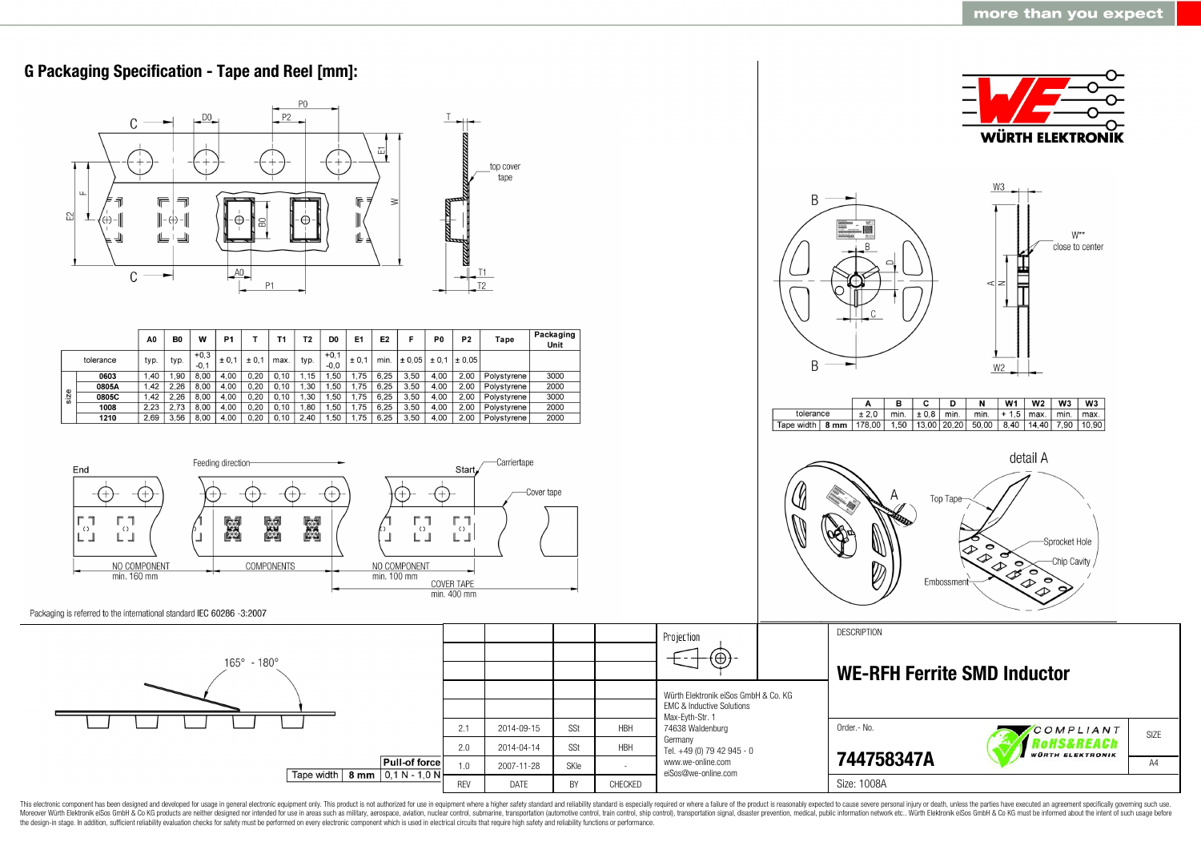## G Packaging Specification - Tape and Reel [mm]:

|  |  | A0 | B0 | W | P1 | T | T1 | T2 | D0 | E1 | E2 | F | P0 | P2 | Tape | Packaging Unit |
|---|---|---|---|---|---|---|---|---|---|---|---|---|---|---|---|---|
| tolerance |  | typ. | typ. | +0,3 -0,1 | ± 0,1 | ± 0,1 | max. | typ. | +0,1 -0,0 | ± 0,1 | min. | ± 0,05 | ± 0,1 | ± 0,05 |  |  |
| size | 0603 | 1,40 | 1,90 | 8,00 | 4,00 | 0,20 | 0,10 | 1,15 | 1,50 | 1,75 | 6,25 | 3,50 | 4,00 | 2,00 | Polystyrene | 3000 |
|  | 0805A | 1,42 | 2,26 | 8,00 | 4,00 | 0,20 | 0,10 | 1,30 | 1,50 | 1,75 | 6,25 | 3,50 | 4,00 | 2,00 | Polystyrene | 2000 |
|  | 0805C | 1,42 | 2,26 | 8,00 | 4,00 | 0,20 | 0,10 | 1,30 | 1,50 | 1,75 | 6,25 | 3,50 | 4,00 | 2,00 | Polystyrene | 3000 |
|  | 1008 | 2,23 | 2,73 | 8,00 | 4,00 | 0,20 | 0,10 | 1,80 | 1,50 | 1,75 | 6,25 | 3,50 | 4,00 | 2,00 | Polystyrene | 2000 |
|  | 1210 | 2,69 | 3,56 | 8,00 | 4,00 | 0,20 | 0,10 | 2,40 | 1,50 | 1,75 | 6,25 | 3,50 | 4,00 | 2,00 | Polystyrene | 2000 |

top cover tape

End | Feeding direction | Start | Carriertape | Cover tape

NO COMPONENT min. 160 mm | COMPONENTS | NO COMPONENT min. 100 mm | COVER TAPE min. 400 mm

Packaging is referred to the international standard IEC 60286 -3:2007

W** close to center

|  |  | A | B | C | D | N | W1 | W2 | W3 | W3 |
|---|---|---|---|---|---|---|---|---|---|---|
| tolerance |  | ± 2,0 | min. | ± 0,8 | min. | min. | + 1,5 | max. | min. | max. |
| Tape width | 8 mm | 178,00 | 1,50 | 13,00 | 20,20 | 50,00 | 8,40 | 14,40 | 7,90 | 10,90 |

detail A

Top Tape, Sprocket Hole, Chip Cavity, Embossment

165° - 180°

|  | Pull-of force |
|---|---|
| Tape width 8 mm | 0,1 N - 1,0 N |

| REV | DATE | BY | CHECKED |
|---|---|---|---|
| 2.1 | 2014-09-15 | SSt | HBH |
| 2.0 | 2014-04-14 | SSt | HBH |
| 1.0 | 2007-11-28 | SKle | - |

Projection

Würth Elektronik eiSos GmbH & Co. KG
EMC & Inductive Solutions
Max-Eyth-Str. 1
74638 Waldenburg
Germany
Tel. +49 (0) 79 42 945 - 0
www.we-online.com
eiSos@we-online.com

DESCRIPTION

**WE-RFH Ferrite SMD Inductor**

Order.- No.

**744758347A**

Size: 1008A

SIZE A4

This electronic component has been designed and developed for usage in general electronic equipment only. This product is not authorized for use in equipment where a higher safety standard and reliability standard is especially required or where a failure of the product is reasonably expected to cause severe personal injury or death, unless the parties have executed an agreement specifically governing such use. Moreover Würth Elektronik eiSos GmbH & Co KG products are neither designed nor intended for use in areas such as military, aerospace, aviation, nuclear control, submarine, transportation (automotive control, train control, ship control), transportation signal, disaster prevention, medical, public information network etc.. Würth Elektronik eiSos GmbH & Co KG must be informed about the intent of such usage before the design-in stage. In addition, sufficient reliability evaluation checks for safety must be performed on every electronic component which is used in electrical circuits that require high safety and reliability functions or performance.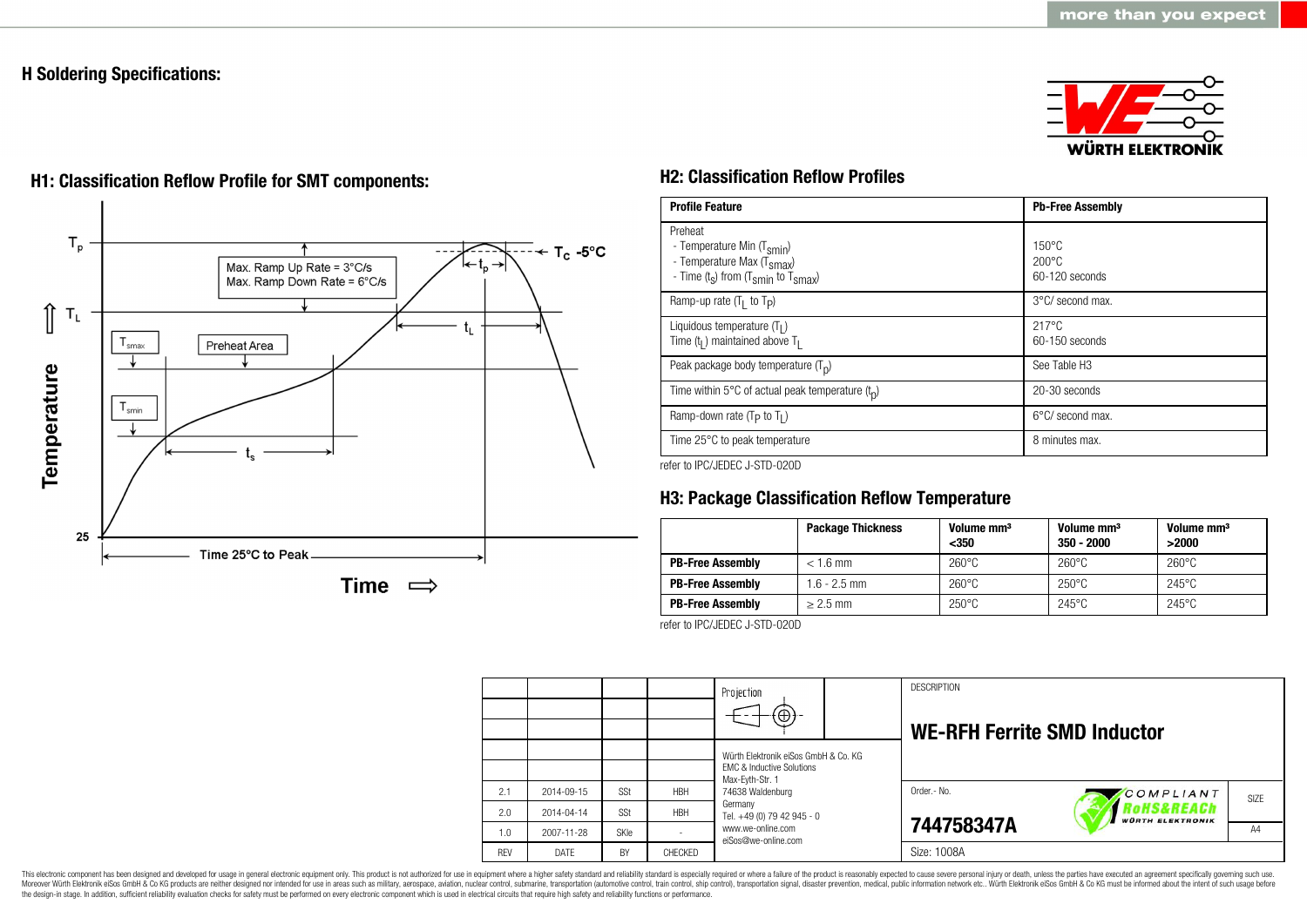## H Soldering Specifications:

### H1: Classification Reflow Profile for SMT components:

### H2: Classification Reflow Profiles

| Profile Feature | Pb-Free Assembly |
|---|---|
| Preheat<br>- Temperature Min ($T_{smin}$)<br>- Temperature Max ($T_{smax}$)<br>- Time ($t_s$) from ($T_{smin}$ to $T_{smax}$) | <br>150°C<br>200°C<br>60-120 seconds |
| Ramp-up rate ($T_L$ to $T_P$) | 3°C/ second max. |
| Liquidous temperature ($T_L$)<br>Time ($t_L$) maintained above $T_L$ | 217°C<br>60-150 seconds |
| Peak package body temperature ($T_p$) | See Table H3 |
| Time within 5°C of actual peak temperature ($t_p$) | 20-30 seconds |
| Ramp-down rate ($T_P$ to $T_L$) | 6°C/ second max. |
| Time 25°C to peak temperature | 8 minutes max. |

refer to IPC/JEDEC J-STD-020D

### H3: Package Classification Reflow Temperature

| | Package Thickness | Volume mm³ <350 | Volume mm³ 350 - 2000 | Volume mm³ >2000 |
|---|---|---|---|---|
| **PB-Free Assembly** | < 1.6 mm | 260°C | 260°C | 260°C |
| **PB-Free Assembly** | 1.6 - 2.5 mm | 260°C | 250°C | 245°C |
| **PB-Free Assembly** | ≥ 2.5 mm | 250°C | 245°C | 245°C |

refer to IPC/JEDEC J-STD-020D

| REV | DATE | BY | CHECKED |
|---|---|---|---|
| 2.1 | 2014-09-15 | SSt | HBH |
| 2.0 | 2014-04-14 | SSt | HBH |
| 1.0 | 2007-11-28 | SKle | - |

Würth Elektronik eiSos GmbH & Co. KG
EMC & Inductive Solutions
Max-Eyth-Str. 1
74638 Waldenburg
Germany
Tel. +49 (0) 79 42 945 - 0
www.we-online.com
eiSos@we-online.com

DESCRIPTION

**WE-RFH Ferrite SMD Inductor**

Order.- No.

**744758347A**

Size: 1008A

SIZE: A4

This electronic component has been designed and developed for usage in general electronic equipment only. This product is not authorized for use in equipment where a higher safety standard and reliability standard is especially required or where a failure of the product is reasonably expected to cause severe personal injury or death, unless the parties have executed an agreement specifically governing such use. Moreover Würth Elektronik eiSos GmbH & Co KG products are neither designed nor intended for use in areas such as military, aerospace, aviation, nuclear control, submarine, transportation (automotive control, train control, ship control), transportation signal, disaster prevention, medical, public information network etc.. Würth Elektronik eiSos GmbH & Co KG must be informed about the intent of such usage before the design-in stage. In addition, sufficient reliability evaluation checks for safety must be performed on every electronic component which is used in electrical circuits that require high safety and reliability functions or performance.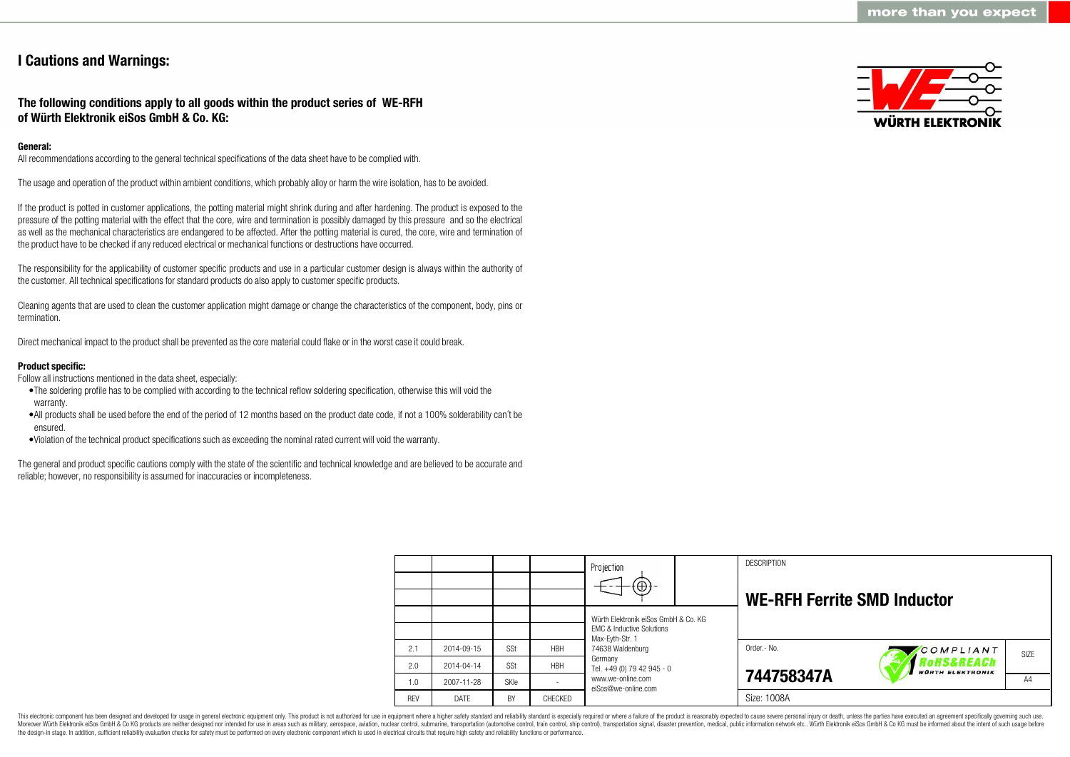# I Cautions and Warnings:

## The following conditions apply to all goods within the product series of WE-RFH of Würth Elektronik eiSos GmbH & Co. KG:

**General:**

All recommendations according to the general technical specifications of the data sheet have to be complied with.

The usage and operation of the product within ambient conditions, which probably alloy or harm the wire isolation, has to be avoided.

If the product is potted in customer applications, the potting material might shrink during and after hardening. The product is exposed to the pressure of the potting material with the effect that the core, wire and termination is possibly damaged by this pressure and so the electrical as well as the mechanical characteristics are endangered to be affected. After the potting material is cured, the core, wire and termination of the product have to be checked if any reduced electrical or mechanical functions or destructions have occurred.

The responsibility for the applicability of customer specific products and use in a particular customer design is always within the authority of the customer. All technical specifications for standard products do also apply to customer specific products.

Cleaning agents that are used to clean the customer application might damage or change the characteristics of the component, body, pins or termination.

Direct mechanical impact to the product shall be prevented as the core material could flake or in the worst case it could break.

**Product specific:**

Follow all instructions mentioned in the data sheet, especially:

- The soldering profile has to be complied with according to the technical reflow soldering specification, otherwise this will void the warranty.
- All products shall be used before the end of the period of 12 months based on the product date code, if not a 100% solderability can´t be ensured.
- Violation of the technical product specifications such as exceeding the nominal rated current will void the warranty.

The general and product specific cautions comply with the state of the scientific and technical knowledge and are believed to be accurate and reliable; however, no responsibility is assumed for inaccuracies or incompleteness.

| REV | DATE | BY | CHECKED |
|---|---|---|---|
| 2.1 | 2014-09-15 | SSt | HBH |
| 2.0 | 2014-04-14 | SSt | HBH |
| 1.0 | 2007-11-28 | SKle | - |

Würth Elektronik eiSos GmbH & Co. KG
EMC & Inductive Solutions
Max-Eyth-Str. 1
74638 Waldenburg
Germany
Tel. +49 (0) 79 42 945 - 0
www.we-online.com
eiSos@we-online.com

DESCRIPTION

**WE-RFH Ferrite SMD Inductor**

Order.- No. **744758347A**

Size: 1008A

SIZE A4

This electronic component has been designed and developed for usage in general electronic equipment only. This product is not authorized for use in equipment where a higher safety standard and reliability standard is especially required or where a failure of the product is reasonably expected to cause severe personal injury or death, unless the parties have executed an agreement specifically governing such use. Moreover Würth Elektronik eiSos GmbH & Co KG products are neither designed nor intended for use in areas such as military, aerospace, aviation, nuclear control, submarine, transportation (automotive control, train control, ship control), transportation signal, disaster prevention, medical, public information network etc.. Würth Elektronik eiSos GmbH & Co KG must be informed about the intent of such usage before the design-in stage. In addition, sufficient reliability evaluation checks for safety must be performed on every electronic component which is used in electrical circuits that require high safety and reliability functions or performance.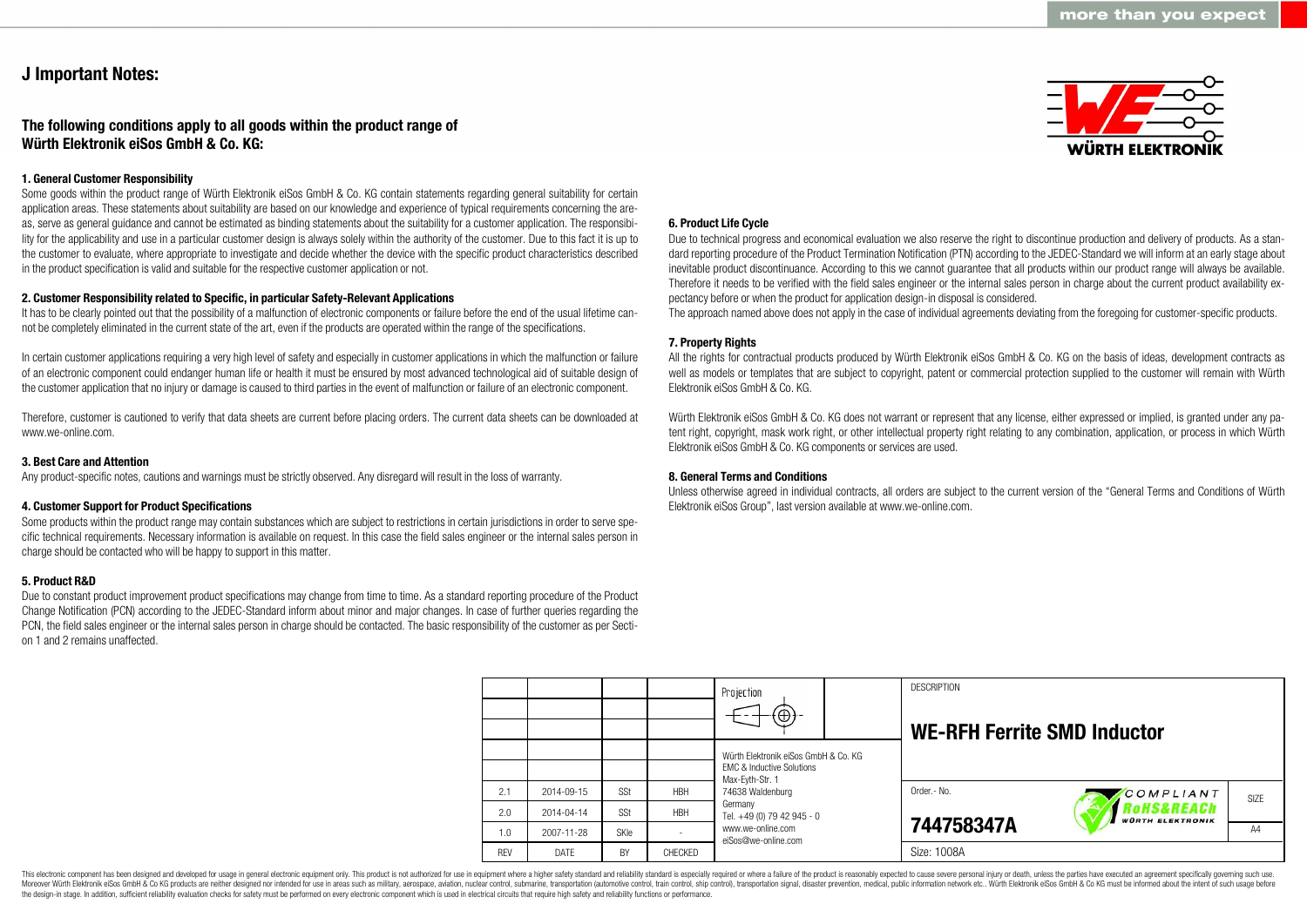## J Important Notes:

### The following conditions apply to all goods within the product range of Würth Elektronik eiSos GmbH & Co. KG:

**1. General Customer Responsibility**

Some goods within the product range of Würth Elektronik eiSos GmbH & Co. KG contain statements regarding general suitability for certain application areas. These statements about suitability are based on our knowledge and experience of typical requirements concerning the areas, serve as general guidance and cannot be estimated as binding statements about the suitability for a customer application. The responsibility for the applicability and use in a particular customer design is always solely within the authority of the customer. Due to this fact it is up to the customer to evaluate, where appropriate to investigate and decide whether the device with the specific product characteristics described in the product specification is valid and suitable for the respective customer application or not.

**2. Customer Responsibility related to Specific, in particular Safety-Relevant Applications**

It has to be clearly pointed out that the possibility of a malfunction of electronic components or failure before the end of the usual lifetime cannot be completely eliminated in the current state of the art, even if the products are operated within the range of the specifications.

In certain customer applications requiring a very high level of safety and especially in customer applications in which the malfunction or failure of an electronic component could endanger human life or health it must be ensured by most advanced technological aid of suitable design of the customer application that no injury or damage is caused to third parties in the event of malfunction or failure of an electronic component.

Therefore, customer is cautioned to verify that data sheets are current before placing orders. The current data sheets can be downloaded at www.we-online.com.

**3. Best Care and Attention**

Any product-specific notes, cautions and warnings must be strictly observed. Any disregard will result in the loss of warranty.

**4. Customer Support for Product Specifications**

Some products within the product range may contain substances which are subject to restrictions in certain jurisdictions in order to serve specific technical requirements. Necessary information is available on request. In this case the field sales engineer or the internal sales person in charge should be contacted who will be happy to support in this matter.

**5. Product R&D**

Due to constant product improvement product specifications may change from time to time. As a standard reporting procedure of the Product Change Notification (PCN) according to the JEDEC-Standard inform about minor and major changes. In case of further queries regarding the PCN, the field sales engineer or the internal sales person in charge should be contacted. The basic responsibility of the customer as per Section 1 and 2 remains unaffected.

**6. Product Life Cycle**

Due to technical progress and economical evaluation we also reserve the right to discontinue production and delivery of products. As a standard reporting procedure of the Product Termination Notification (PTN) according to the JEDEC-Standard we will inform at an early stage about inevitable product discontinuance. According to this we cannot guarantee that all products within our product range will always be available. Therefore it needs to be verified with the field sales engineer or the internal sales person in charge about the current product availability expectancy before or when the product for application design-in disposal is considered.

The approach named above does not apply in the case of individual agreements deviating from the foregoing for customer-specific products.

**7. Property Rights**

All the rights for contractual products produced by Würth Elektronik eiSos GmbH & Co. KG on the basis of ideas, development contracts as well as models or templates that are subject to copyright, patent or commercial protection supplied to the customer will remain with Würth Elektronik eiSos GmbH & Co. KG.

Würth Elektronik eiSos GmbH & Co. KG does not warrant or represent that any license, either expressed or implied, is granted under any patent right, copyright, mask work right, or other intellectual property right relating to any combination, application, or process in which Würth Elektronik eiSos GmbH & Co. KG components or services are used.

**8. General Terms and Conditions**

Unless otherwise agreed in individual contracts, all orders are subject to the current version of the "General Terms and Conditions of Würth Elektronik eiSos Group", last version available at www.we-online.com.

| | | | | | |
|---|---|---|---|---|---|
| | | | | Projection | DESCRIPTION |
| | | | | | **WE-RFH Ferrite SMD Inductor** |
| | | | | Würth Elektronik eiSos GmbH & Co. KG<br>EMC & Inductive Solutions<br>Max-Eyth-Str. 1<br>74638 Waldenburg<br>Germany<br>Tel. +49 (0) 79 42 945 - 0<br>www.we-online.com<br>eiSos@we-online.com | |
| 2.1 | 2014-09-15 | SSt | HBH | | Order.- No. **744758347A** — SIZE A4 |
| 2.0 | 2014-04-14 | SSt | HBH | | |
| 1.0 | 2007-11-28 | SKle | - | | |
| REV | DATE | BY | CHECKED | | Size: 1008A |

This electronic component has been designed and developed for usage in general electronic equipment only. This product is not authorized for use in equipment where a higher safety standard and reliability standard is especially required or where a failure of the product is reasonably expected to cause severe personal injury or death, unless the parties have executed an agreement specifically governing such use. Moreover Würth Elektronik eiSos GmbH & Co KG products are neither designed nor intended for use in areas such as military, aerospace, aviation, nuclear control, submarine, transportation (automotive control, train control, ship control), transportation signal, disaster prevention, medical, public information network etc.. Würth Elektronik eiSos GmbH & Co KG must be informed about the intent of such usage before the design-in stage. In addition, sufficient reliability evaluation checks for safety must be performed on every electronic component which is used in electrical circuits that require high safety and reliability functions or performance.